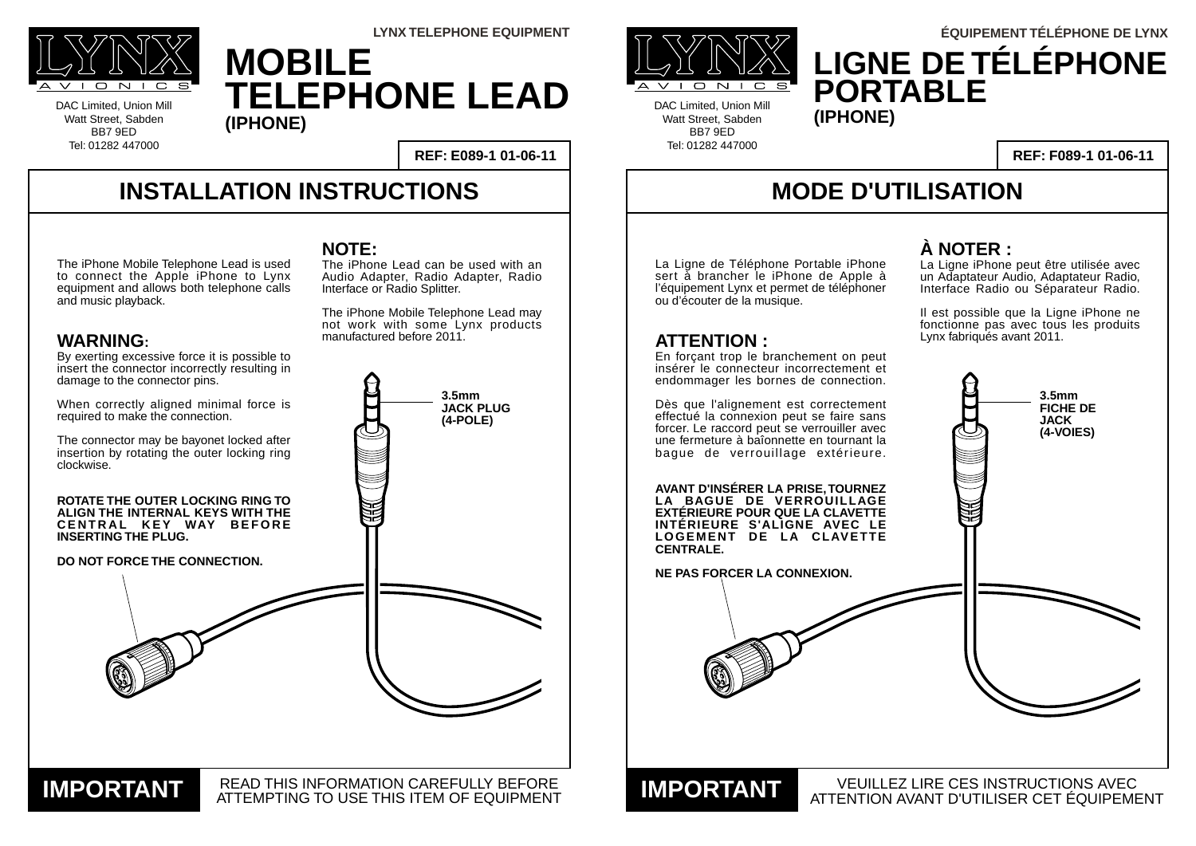LYNX TELEPHONE EQUIPMENT

LYNX AVIONICS

DAC Limited, Union Mill
Watt Street, Sabden
BB7 9ED
Tel: 01282 447000

# MOBILE TELEPHONE LEAD

**(IPHONE)**

**REF: E089-1 01-06-11**

## INSTALLATION INSTRUCTIONS

The iPhone Mobile Telephone Lead is used to connect the Apple iPhone to Lynx equipment and allows both telephone calls and music playback.

### WARNING:

By exerting excessive force it is possible to insert the connector incorrectly resulting in damage to the connector pins.

When correctly aligned minimal force is required to make the connection.

The connector may be bayonet locked after insertion by rotating the outer locking ring clockwise.

**ROTATE THE OUTER LOCKING RING TO ALIGN THE INTERNAL KEYS WITH THE CENTRAL KEY WAY BEFORE INSERTING THE PLUG.**

**DO NOT FORCE THE CONNECTION.**

### NOTE:

The iPhone Lead can be used with an Audio Adapter, Radio Adapter, Radio Interface or Radio Splitter.

The iPhone Mobile Telephone Lead may not work with some Lynx products manufactured before 2011.

**3.5mm JACK PLUG (4-POLE)**

**IMPORTANT** READ THIS INFORMATION CAREFULLY BEFORE ATTEMPTING TO USE THIS ITEM OF EQUIPMENT

---

ÉQUIPEMENT TÉLÉPHONE DE LYNX

LYNX AVIONICS

DAC Limited, Union Mill
Watt Street, Sabden
BB7 9ED
Tel: 01282 447000

# LIGNE DE TÉLÉPHONE PORTABLE

**(IPHONE)**

**REF: F089-1 01-06-11**

## MODE D'UTILISATION

La Ligne de Téléphone Portable iPhone sert à brancher le iPhone de Apple à l'équipement Lynx et permet de téléphoner ou d'écouter de la musique.

### ATTENTION :

En forçant trop le branchement on peut insérer le connecteur incorrectement et endommager les bornes de connection.

Dès que l'alignement est correctement effectué la connexion peut se faire sans forcer. Le raccord peut se verrouiller avec une fermeture à baïonnette en tournant la bague de verrouillage extérieure.

**AVANT D'INSÉRER LA PRISE, TOURNEZ LA BAGUE DE VERROUILLAGE EXTÉRIEURE POUR QUE LA CLAVETTE INTÉRIEURE S'ALIGNE AVEC LE LOGEMENT DE LA CLAVETTE CENTRALE.**

**NE PAS FORCER LA CONNEXION.**

### À NOTER :

La Ligne iPhone peut être utilisée avec un Adaptateur Audio, Adaptateur Radio, Interface Radio ou Séparateur Radio.

Il est possible que la Ligne iPhone ne fonctionne pas avec tous les produits Lynx fabriqués avant 2011.

**3.5mm FICHE DE JACK (4-VOIES)**

**IMPORTANT** VEUILLEZ LIRE CES INSTRUCTIONS AVEC ATTENTION AVANT D'UTILISER CET ÉQUIPEMENT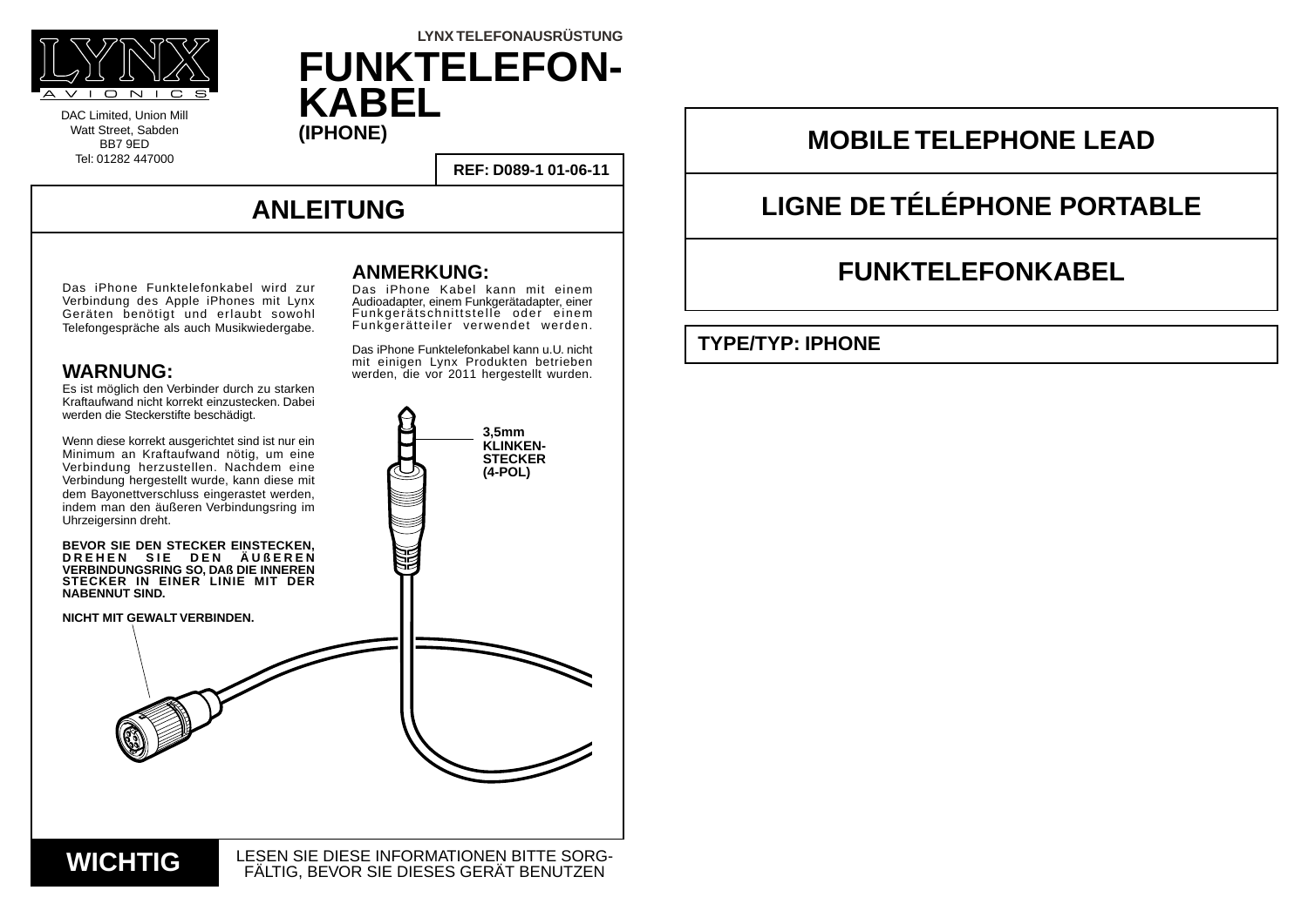DAC Limited, Union Mill
Watt Street, Sabden
BB7 9ED
Tel: 01282 447000

LYNX TELEFONAUSRÜSTUNG

# FUNKTELEFON-KABEL

**(IPHONE)**

**REF: D089-1 01-06-11**

## ANLEITUNG

Das iPhone Funktelefonkabel wird zur Verbindung des Apple iPhones mit Lynx Geräten benötigt und erlaubt sowohl Telefongespräche als auch Musikwiedergabe.

### WARNUNG:

Es ist möglich den Verbinder durch zu starken Kraftaufwand nicht korrekt einzustecken. Dabei werden die Steckerstifte beschädigt.

Wenn diese korrekt ausgerichtet sind ist nur ein Minimum an Kraftaufwand nötig, um eine Verbindung herzustellen. Nachdem eine Verbindung hergestellt wurde, kann diese mit dem Bayonettverschluss eingerastet werden, indem man den äußeren Verbindungsring im Uhrzeigersinn dreht.

**BEVOR SIE DEN STECKER EINSTECKEN, DREHEN SIE DEN ÄUßEREN VERBINDUNGSRING SO, DAß DIE INNEREN STECKER IN EINER LINIE MIT DER NABENNUT SIND.**

**NICHT MIT GEWALT VERBINDEN.**

### ANMERKUNG:

Das iPhone Kabel kann mit einem Audioadapter, einem Funkgerätadapter, einer Funkgerätschnittstelle oder einem Funkgerätteiler verwendet werden.

Das iPhone Funktelefonkabel kann u.U. nicht mit einigen Lynx Produkten betrieben werden, die vor 2011 hergestellt wurden.

**3,5mm KLINKEN-STECKER (4-POL)**

**WICHTIG** LESEN SIE DIESE INFORMATIONEN BITTE SORGFÄLTIG, BEVOR SIE DIESES GERÄT BENUTZEN

## MOBILE TELEPHONE LEAD

## LIGNE DE TÉLÉPHONE PORTABLE

## FUNKTELEFONKABEL

**TYPE/TYP: IPHONE**